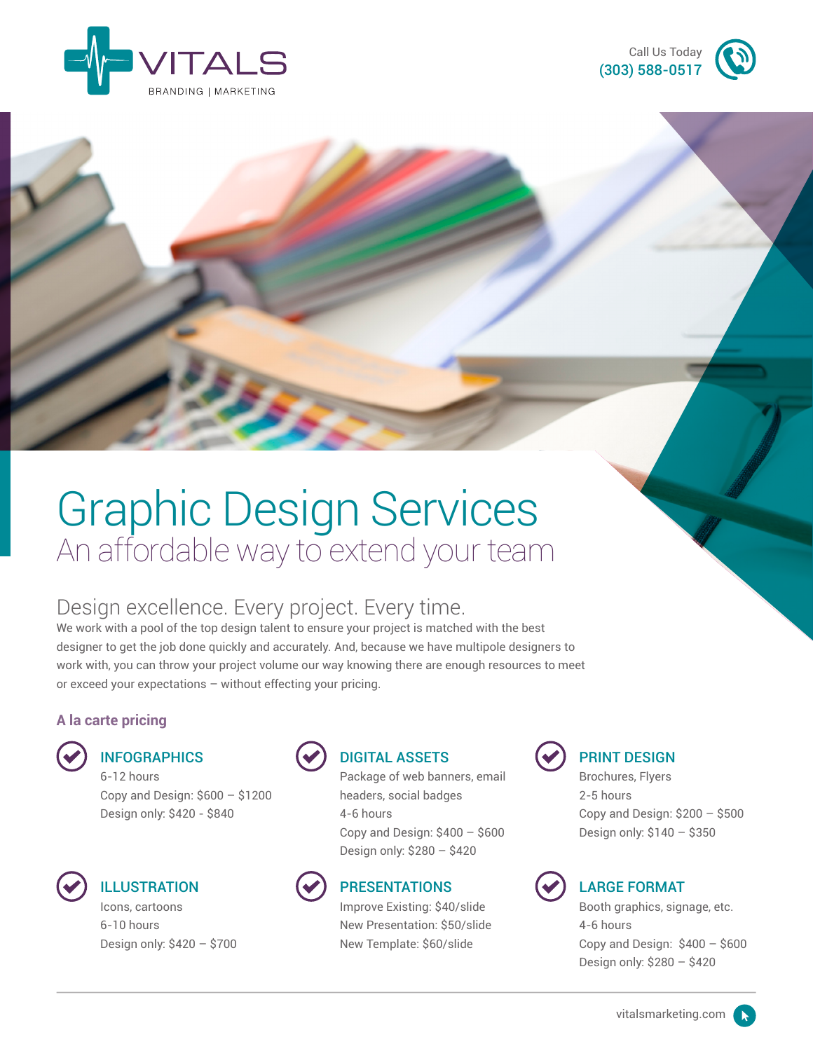VITALS
BRANDING | MARKETING

Call Us Today
(303) 588-0517

# Graphic Design Services

## An affordable way to extend your team

### Design excellence. Every project. Every time.

We work with a pool of the top design talent to ensure your project is matched with the best designer to get the job done quickly and accurately. And, because we have multipole designers to work with, you can throw your project volume our way knowing there are enough resources to meet or exceed your expectations – without effecting your pricing.

**A la carte pricing**

**INFOGRAPHICS**
6-12 hours
Copy and Design: $600 – $1200
Design only: $420 - $840

**DIGITAL ASSETS**
Package of web banners, email headers, social badges
4-6 hours
Copy and Design: $400 – $600
Design only: $280 – $420

**PRINT DESIGN**
Brochures, Flyers
2-5 hours
Copy and Design: $200 – $500
Design only: $140 – $350

**ILLUSTRATION**
Icons, cartoons
6-10 hours
Design only: $420 – $700

**PRESENTATIONS**
Improve Existing: $40/slide
New Presentation: $50/slide
New Template: $60/slide

**LARGE FORMAT**
Booth graphics, signage, etc.
4-6 hours
Copy and Design: $400 – $600
Design only: $280 – $420

vitalsmarketing.com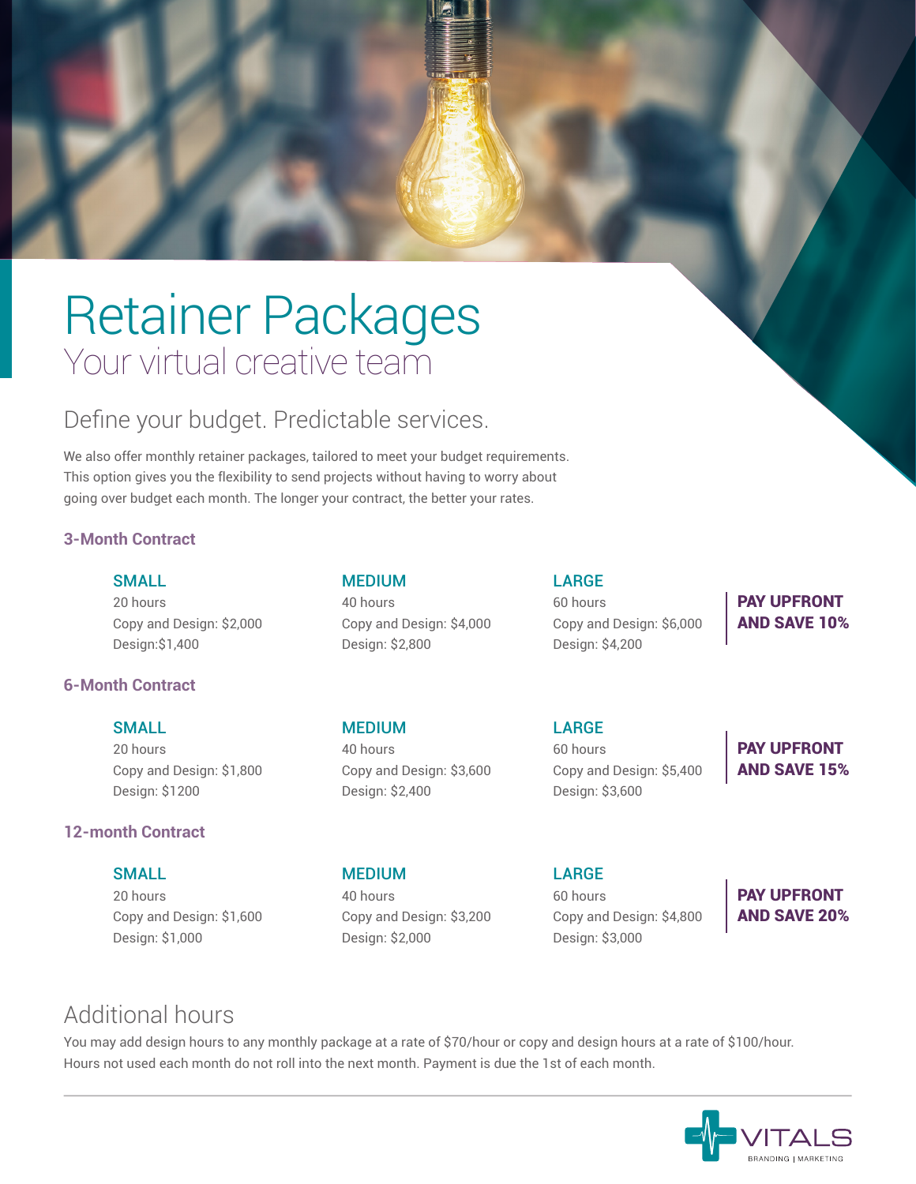# Retainer Packages

## Your virtual creative team

### Define your budget. Predictable services.

We also offer monthly retainer packages, tailored to meet your budget requirements. This option gives you the flexibility to send projects without having to worry about going over budget each month. The longer your contract, the better your rates.

#### 3-Month Contract

**SMALL**
20 hours
Copy and Design: $2,000
Design:$1,400

**MEDIUM**
40 hours
Copy and Design: $4,000
Design: $2,800

**LARGE**
60 hours
Copy and Design: $6,000
Design: $4,200

**PAY UPFRONT AND SAVE 10%**

#### 6-Month Contract

**SMALL**
20 hours
Copy and Design: $1,800
Design: $1200

**MEDIUM**
40 hours
Copy and Design: $3,600
Design: $2,400

**LARGE**
60 hours
Copy and Design: $5,400
Design: $3,600

**PAY UPFRONT AND SAVE 15%**

#### 12-month Contract

**SMALL**
20 hours
Copy and Design: $1,600
Design: $1,000

**MEDIUM**
40 hours
Copy and Design: $3,200
Design: $2,000

**LARGE**
60 hours
Copy and Design: $4,800
Design: $3,000

**PAY UPFRONT AND SAVE 20%**

### Additional hours

You may add design hours to any monthly package at a rate of $70/hour or copy and design hours at a rate of $100/hour. Hours not used each month do not roll into the next month. Payment is due the 1st of each month.

VITALS
BRANDING | MARKETING